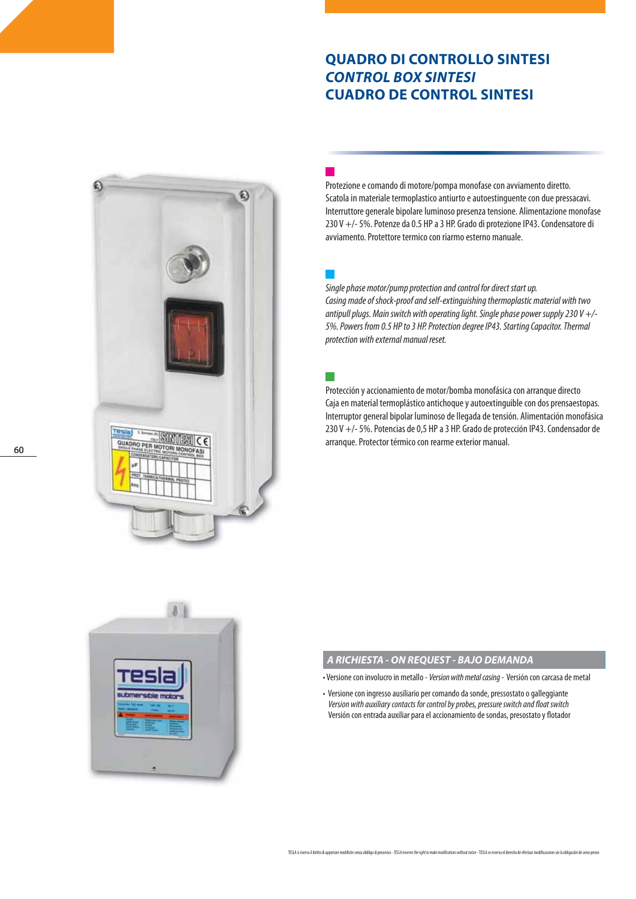# QUADRO DI CONTROLLO SINTESI
# *CONTROL BOX SINTESI*
# CUADRO DE CONTROL SINTESI

Protezione e comando di motore/pompa monofase con avviamento diretto. Scatola in materiale termoplastico antiurto e autoestinguente con due pressacavi. Interruttore generale bipolare luminoso presenza tensione. Alimentazione monofase 230 V +/- 5%. Potenze da 0.5 HP a 3 HP. Grado di protezione IP43. Condensatore di avviamento. Protettore termico con riarmo esterno manuale.

*Single phase motor/pump protection and control for direct start up. Casing made of shock-proof and self-extinguishing thermoplastic material with two antipull plugs. Main switch with operating light. Single phase power supply 230 V +/- 5%. Powers from 0.5 HP to 3 HP. Protection degree IP43. Starting Capacitor. Thermal protection with external manual reset.*

Protección y accionamiento de motor/bomba monofásica con arranque directo Caja en material termoplástico antichoque y autoextinguible con dos prensaestopas. Interruptor general bipolar luminoso de llegada de tensión. Alimentación monofásica 230 V +/- 5%. Potencias de 0,5 HP a 3 HP. Grado de protección IP43. Condensador de arranque. Protector térmico con rearme exterior manual.

## *A RICHIESTA - ON REQUEST - BAJO DEMANDA*

- Versione con involucro in metallo - *Version with metal casing* - Versión con carcasa de metal
- Versione con ingresso ausiliario per comando da sonde, pressostato o galleggiante
  *Version with auxiliary contacts for control by probes, pressure switch and float switch*
  Versión con entrada auxiliar para el accionamiento de sondas, presostato y flotador

TESLA si riserva il diritto di apportare modifiche senza obbligo di preavviso - *TESLA reserves the right to make modifications without notice* - TESLA se reserva el derecho de efectuar modificaciones sin la obligación de aviso previo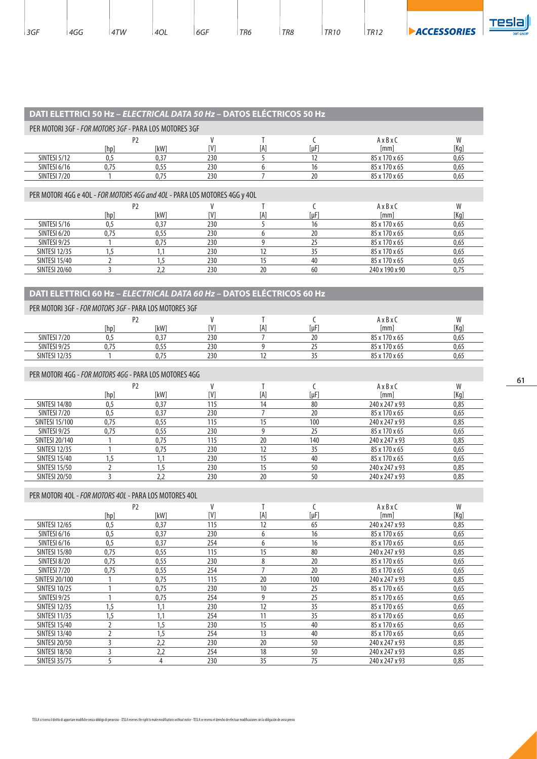## DATI ELETTRICI 50 Hz – *ELECTRICAL DATA 50 Hz* – DATOS ELÉCTRICOS 50 Hz

PER MOTORI 3GF - *FOR MOTORS 3GF* - PARA LOS MOTORES 3GF

| | P2 | | V | T | C | A x B x C | W |
|---|---|---|---|---|---|---|---|
| | [hp] | [kW] | [V] | [A] | [µF] | [mm] | [Kg] |
| SINTESI 5/12 | 0,5 | 0,37 | 230 | 5 | 12 | 85 x 170 x 65 | 0,65 |
| SINTESI 6/16 | 0,75 | 0,55 | 230 | 6 | 16 | 85 x 170 x 65 | 0,65 |
| SINTESI 7/20 | 1 | 0,75 | 230 | 7 | 20 | 85 x 170 x 65 | 0,65 |

PER MOTORI 4GG e 4OL - *FOR MOTORS 4GG and 4OL* - PARA LOS MOTORES 4GG y 4OL

| | P2 | | V | T | C | A x B x C | W |
|---|---|---|---|---|---|---|---|
| | [hp] | [kW] | [V] | [A] | [µF] | [mm] | [Kg] |
| SINTESI 5/16 | 0,5 | 0,37 | 230 | 5 | 16 | 85 x 170 x 65 | 0,65 |
| SINTESI 6/20 | 0,75 | 0,55 | 230 | 6 | 20 | 85 x 170 x 65 | 0,65 |
| SINTESI 9/25 | 1 | 0,75 | 230 | 9 | 25 | 85 x 170 x 65 | 0,65 |
| SINTESI 12/35 | 1,5 | 1,1 | 230 | 12 | 35 | 85 x 170 x 65 | 0,65 |
| SINTESI 15/40 | 2 | 1,5 | 230 | 15 | 40 | 85 x 170 x 65 | 0,65 |
| SINTESI 20/60 | 3 | 2,2 | 230 | 20 | 60 | 240 x 190 x 90 | 0,75 |

## DATI ELETTRICI 60 Hz – *ELECTRICAL DATA 60 Hz* – DATOS ELÉCTRICOS 60 Hz

PER MOTORI 3GF - *FOR MOTORS 3GF* - PARA LOS MOTORES 3GF

| | P2 | | V | T | C | A x B x C | W |
|---|---|---|---|---|---|---|---|
| | [hp] | [kW] | [V] | [A] | [µF] | [mm] | [Kg] |
| SINTESI 7/20 | 0,5 | 0,37 | 230 | 7 | 20 | 85 x 170 x 65 | 0,65 |
| SINTESI 9/25 | 0,75 | 0,55 | 230 | 9 | 25 | 85 x 170 x 65 | 0,65 |
| SINTESI 12/35 | 1 | 0,75 | 230 | 12 | 35 | 85 x 170 x 65 | 0,65 |

PER MOTORI 4GG - *FOR MOTORS 4GG* - PARA LOS MOTORES 4GG

| | P2 | | V | T | C | A x B x C | W |
|---|---|---|---|---|---|---|---|
| | [hp] | [kW] | [V] | [A] | [µF] | [mm] | [Kg] |
| SINTESI 14/80 | 0,5 | 0,37 | 115 | 14 | 80 | 240 x 247 x 93 | 0,85 |
| SINTESI 7/20 | 0,5 | 0,37 | 230 | 7 | 20 | 85 x 170 x 65 | 0,65 |
| SINTESI 15/100 | 0,75 | 0,55 | 115 | 15 | 100 | 240 x 247 x 93 | 0,85 |
| SINTESI 9/25 | 0,75 | 0,55 | 230 | 9 | 25 | 85 x 170 x 65 | 0,65 |
| SINTESI 20/140 | 1 | 0,75 | 115 | 20 | 140 | 240 x 247 x 93 | 0,85 |
| SINTESI 12/35 | 1 | 0,75 | 230 | 12 | 35 | 85 x 170 x 65 | 0,65 |
| SINTESI 15/40 | 1,5 | 1,1 | 230 | 15 | 40 | 85 x 170 x 65 | 0,65 |
| SINTESI 15/50 | 2 | 1,5 | 230 | 15 | 50 | 240 x 247 x 93 | 0,85 |
| SINTESI 20/50 | 3 | 2,2 | 230 | 20 | 50 | 240 x 247 x 93 | 0,85 |

PER MOTORI 4OL - *FOR MOTORS 4OL* - PARA LOS MOTORES 4OL

| | P2 | | V | T | C | A x B x C | W |
|---|---|---|---|---|---|---|---|
| | [hp] | [kW] | [V] | [A] | [µF] | [mm] | [Kg] |
| SINTESI 12/65 | 0,5 | 0,37 | 115 | 12 | 65 | 240 x 247 x 93 | 0,85 |
| SINTESI 6/16 | 0,5 | 0,37 | 230 | 6 | 16 | 85 x 170 x 65 | 0,65 |
| SINTESI 6/16 | 0,5 | 0,37 | 254 | 6 | 16 | 85 x 170 x 65 | 0,65 |
| SINTESI 15/80 | 0,75 | 0,55 | 115 | 15 | 80 | 240 x 247 x 93 | 0,85 |
| SINTESI 8/20 | 0,75 | 0,55 | 230 | 8 | 20 | 85 x 170 x 65 | 0,65 |
| SINTESI 7/20 | 0,75 | 0,55 | 254 | 7 | 20 | 85 x 170 x 65 | 0,65 |
| SINTESI 20/100 | 1 | 0,75 | 115 | 20 | 100 | 240 x 247 x 93 | 0,85 |
| SINTESI 10/25 | 1 | 0,75 | 230 | 10 | 25 | 85 x 170 x 65 | 0,65 |
| SINTESI 9/25 | 1 | 0,75 | 254 | 9 | 25 | 85 x 170 x 65 | 0,65 |
| SINTESI 12/35 | 1,5 | 1,1 | 230 | 12 | 35 | 85 x 170 x 65 | 0,65 |
| SINTESI 11/35 | 1,5 | 1,1 | 254 | 11 | 35 | 85 x 170 x 65 | 0,65 |
| SINTESI 15/40 | 2 | 1,5 | 230 | 15 | 40 | 85 x 170 x 65 | 0,65 |
| SINTESI 13/40 | 2 | 1,5 | 254 | 13 | 40 | 85 x 170 x 65 | 0,65 |
| SINTESI 20/50 | 3 | 2,2 | 230 | 20 | 50 | 240 x 247 x 93 | 0,85 |
| SINTESI 18/50 | 3 | 2,2 | 254 | 18 | 50 | 240 x 247 x 93 | 0,85 |
| SINTESI 35/75 | 5 | 4 | 230 | 35 | 75 | 240 x 247 x 93 | 0,85 |

TESLA si riserva il diritto di apportare modifiche senza obbligo di preavviso - *TESLA reserves the right to make modifications without notice* - TESLA se reserva el derecho de efectuar modificaciones sin la obligación de aviso previo